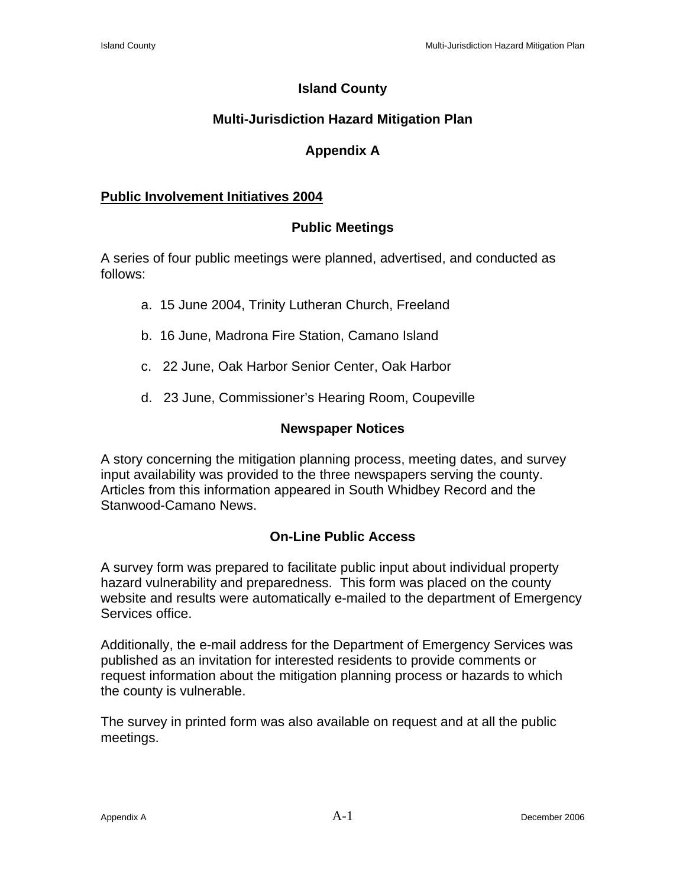# Island County

## Multi-Jurisdiction Hazard Mitigation Plan

## Appendix A

**Public Involvement Initiatives 2004**

### Public Meetings

A series of four public meetings were planned, advertised, and conducted as follows:

a. 15 June 2004, Trinity Lutheran Church, Freeland

b. 16 June, Madrona Fire Station, Camano Island

c. 22 June, Oak Harbor Senior Center, Oak Harbor

d. 23 June, Commissioner's Hearing Room, Coupeville

### Newspaper Notices

A story concerning the mitigation planning process, meeting dates, and survey input availability was provided to the three newspapers serving the county. Articles from this information appeared in South Whidbey Record and the Stanwood-Camano News.

### On-Line Public Access

A survey form was prepared to facilitate public input about individual property hazard vulnerability and preparedness. This form was placed on the county website and results were automatically e-mailed to the department of Emergency Services office.

Additionally, the e-mail address for the Department of Emergency Services was published as an invitation for interested residents to provide comments or request information about the mitigation planning process or hazards to which the county is vulnerable.

The survey in printed form was also available on request and at all the public meetings.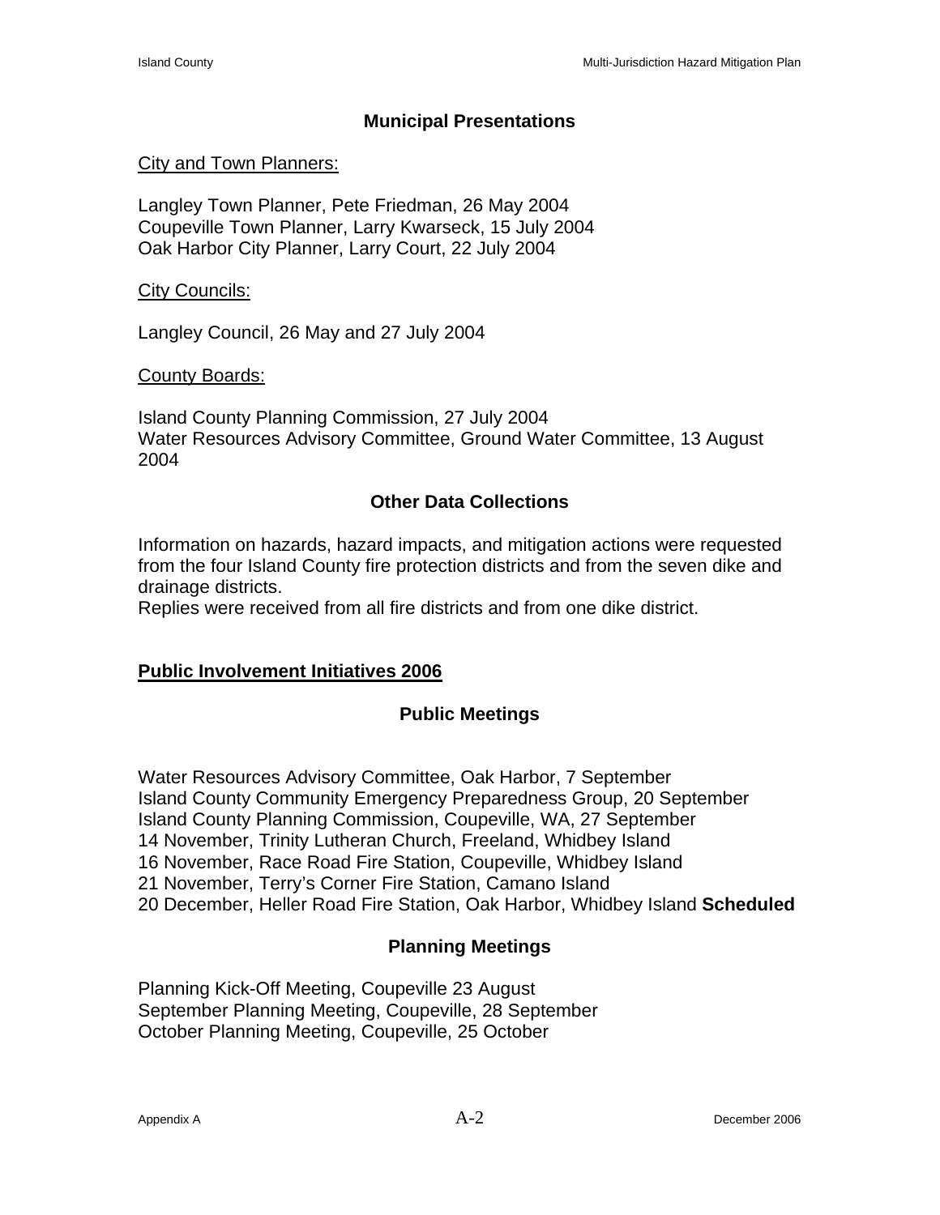### Municipal Presentations

City and Town Planners:

Langley Town Planner, Pete Friedman, 26 May 2004
Coupeville Town Planner, Larry Kwarseck, 15 July 2004
Oak Harbor City Planner, Larry Court, 22 July 2004

City Councils:

Langley Council, 26 May and 27 July 2004

County Boards:

Island County Planning Commission, 27 July 2004
Water Resources Advisory Committee, Ground Water Committee, 13 August 2004

### Other Data Collections

Information on hazards, hazard impacts, and mitigation actions were requested from the four Island County fire protection districts and from the seven dike and drainage districts.
Replies were received from all fire districts and from one dike district.

## Public Involvement Initiatives 2006

### Public Meetings

Water Resources Advisory Committee, Oak Harbor, 7 September
Island County Community Emergency Preparedness Group, 20 September
Island County Planning Commission, Coupeville, WA, 27 September
14 November, Trinity Lutheran Church, Freeland, Whidbey Island
16 November, Race Road Fire Station, Coupeville, Whidbey Island
21 November, Terry's Corner Fire Station, Camano Island
20 December, Heller Road Fire Station, Oak Harbor, Whidbey Island **Scheduled**

### Planning Meetings

Planning Kick-Off Meeting, Coupeville 23 August
September Planning Meeting, Coupeville, 28 September
October Planning Meeting, Coupeville, 25 October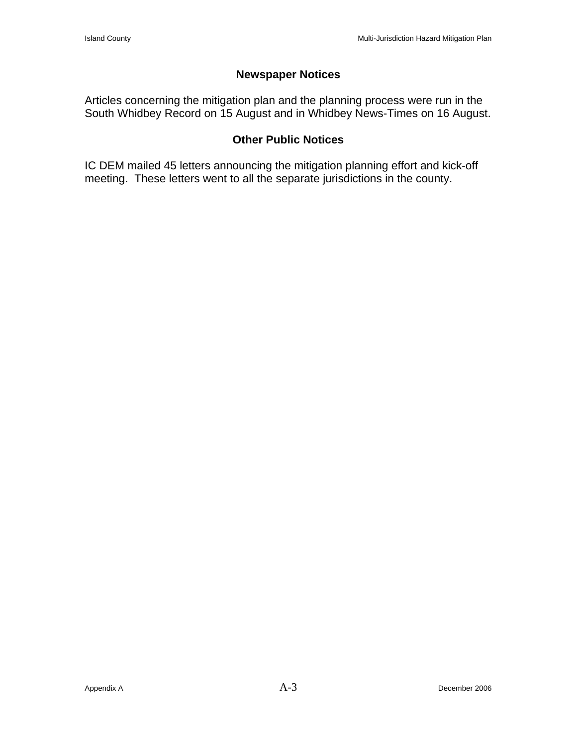## Newspaper Notices

Articles concerning the mitigation plan and the planning process were run in the South Whidbey Record on 15 August and in Whidbey News-Times on 16 August.

## Other Public Notices

IC DEM mailed 45 letters announcing the mitigation planning effort and kick-off meeting. These letters went to all the separate jurisdictions in the county.